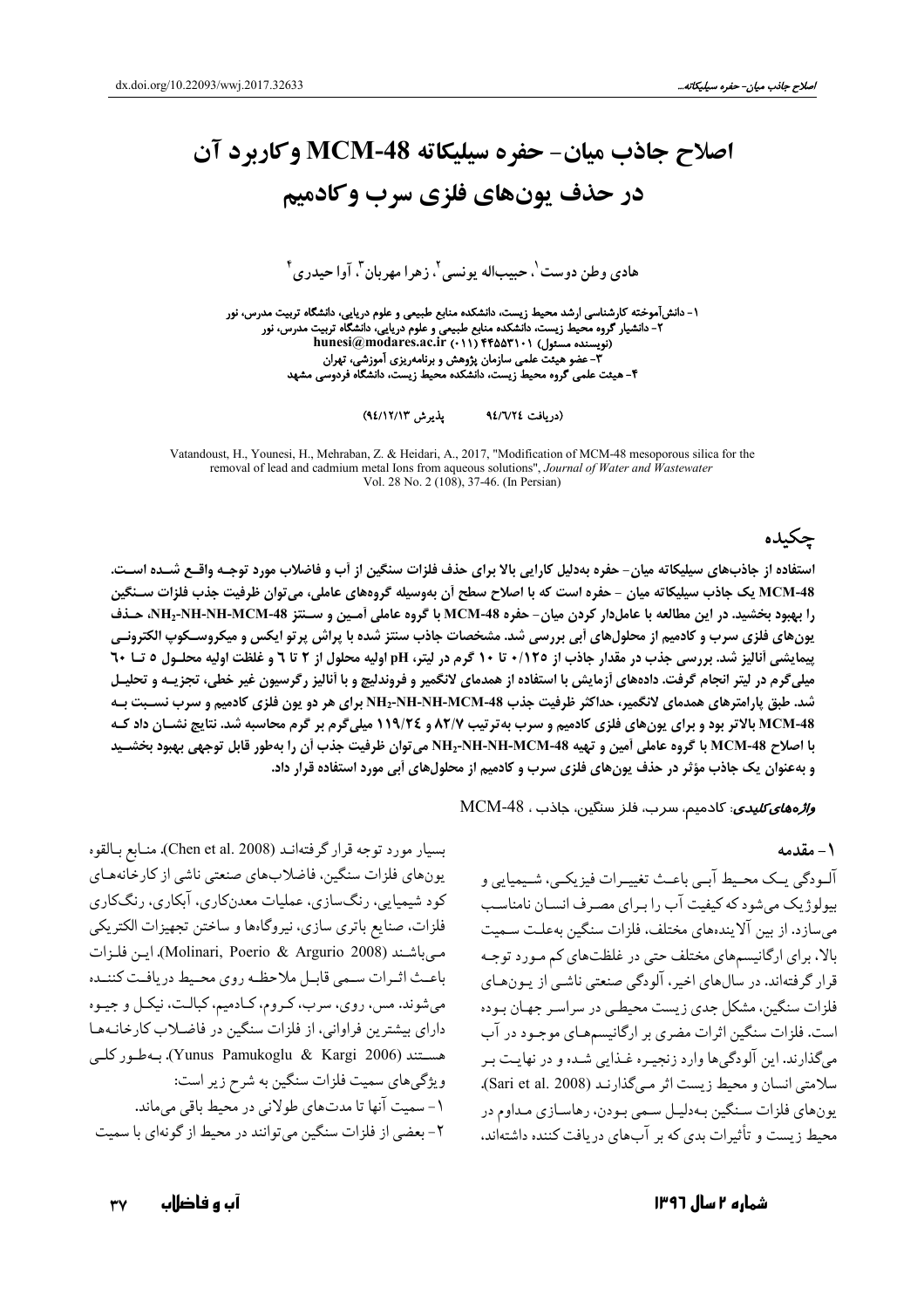dx.doi.org/10.22093/wwj.2017.32633

# اصلاح جاذب میان- حفره سیلیکاته MCM-48 و کاربرد آن در حذف یون‌های فلزی سرب و کادمیم

هادی وطن دوست[1]، حبیب‌اله یونسی[2]، زهرا مهربان[3]، آوا حیدری[4]

۱- دانش‌آموخته کارشناسی ارشد محیط زیست، دانشکده منابع طبیعی و علوم دریایی، دانشگاه تربیت مدرس، نور
۲- دانشیار گروه محیط زیست، دانشکده منابع طبیعی و علوم دریایی، دانشگاه تربیت مدرس، نور
hunesi@modares.ac.ir (۰۱۱) ۴۴۵۵۳۱۰۱ (نویسنده مسئول)
۳- عضو هیئت علمی سازمان پژوهش و برنامه‌ریزی آموزشی، تهران
۴- هیئت علمی گروه محیط زیست، دانشکده محیط زیست، دانشگاه فردوسی مشهد

(دریافت ۹۴/۶/۲۴    پذیرش ۹۴/۱۲/۱۳)

Vatandoust, H., Younesi, H., Mehraban, Z. & Heidari, A., 2017, "Modification of MCM-48 mesoporous silica for the removal of lead and cadmium metal Ions from aqueous solutions", *Journal of Water and Wastewater* Vol. 28 No. 2 (108), 37-46. (In Persian)

## چکیده

**استفاده از جاذب‌های سیلیکاته میان- حفره به‌دلیل کارایی بالا برای حذف فلزات سنگین از آب و فاضلاب مورد توجه واقع شده است. MCM-48 یک جاذب سیلیکاته میان - حفره است که با اصلاح سطح آن به‌وسیله گروه‌های عاملی، می‌توان ظرفیت جذب فلزات سنگین را بهبود بخشید. در این مطالعه با عامل‌دار کردن میان- حفره MCM-48 با گروه عاملی آمین و سنتز $NH_2$-NH-NH-MCM-48، حذف یون‌های فلزی سرب و کادمیم از محلول‌های آبی بررسی شد. مشخصات جاذب سنتز شده با پراش پرتو ایکس و میکروسکوپ الکترونی پیمایشی آنالیز شد. بررسی جذب در مقدار جاذب از ۰/۱۲۵ تا ۱۰ گرم در لیتر، pH اولیه محلول از ۲ تا ۶ و غلظت اولیه محلول ۵ تا ۶۰ میلی‌گرم در لیتر انجام گرفت. داده‌های آزمایش با استفاده از همدمای لانگمیر و فروندلیچ و با آنالیز رگرسیون غیر خطی، تجزیه و تحلیل شد. طبق پارامترهای همدمای لانگمیر، حداکثر ظرفیت جذب $NH_2$-NH-NH-MCM-48 برای هر دو یون فلزی کادمیم و سرب نسبت به MCM-48 بالاتر بود و برای یون‌های فلزی کادمیم و سرب به‌ترتیب ۸۲/۷ و ۱۱۹/۲۴ میلی‌گرم بر گرم محاسبه شد. نتایج نشان داد که با اصلاح MCM-48 با گروه عاملی آمین و تهیه $NH_2$-NH-NH-MCM-48 می‌توان ظرفیت جذب آن را به‌طور قابل توجهی بهبود بخشید و به‌عنوان یک جاذب مؤثر در حذف یون‌های فلزی سرب و کادمیم از محلول‌های آبی مورد استفاده قرار داد.**

***واژه‌های کلیدی***: کادمیم، سرب، فلز سنگین، جاذب، MCM-48

## ۱- مقدمه

آلودگی یک محیط آبی باعث تغییرات فیزیکی، شیمیایی و بیولوژیک می‌شود که کیفیت آب را برای مصرف انسان نامناسب می‌سازد. از بین آلاینده‌های مختلف، فلزات سنگین به‌علت سمیت بالا، برای ارگانیسم‌های مختلف حتی در غلظت‌های کم مورد توجه قرار گرفته‌اند. در سال‌های اخیر، آلودگی صنعتی ناشی از یون‌های فلزات سنگین، مشکل جدی زیست محیطی در سراسر جهان بوده است. فلزات سنگین اثرات مضری بر ارگانیسم‌های موجود در آب می‌گذارند. این آلودگی‌ها وارد زنجیره غذایی شده و در نهایت بر سلامتی انسان و محیط زیست اثر می‌گذارند (Sari et al. 2008). یون‌های فلزات سنگین به‌دلیل سمی بودن، رهاسازی مداوم در محیط زیست و تأثیرات بدی که بر آب‌های دریافت کننده داشته‌اند، بسیار مورد توجه قرار گرفته‌اند (Chen et al. 2008). منابع بالقوه یون‌های فلزات سنگین، فاضلاب‌های صنعتی ناشی از کارخانه‌های کود شیمیایی، رنگ‌سازی، عملیات معدنکاری، آبکاری، رنگ‌کاری فلزات، صنایع باتری سازی، نیروگاه‌ها و ساختن تجهیزات الکتریکی می‌باشند (Molinari, Poerio & Argurio 2008). این فلزات باعث اثرات سمی قابل ملاحظه روی محیط دریافت کننده می‌شوند. مس، روی، سرب، کروم، کادمیم، کبالت، نیکل و جیوه دارای بیشترین فراوانی، از فلزات سنگین در فاضلاب کارخانه‌ها هستند (Yunus Pamukoglu & Kargi 2006). به‌طور کلی ویژگی‌های سمیت فلزات سنگین به شرح زیر است:

۱- سمیت آنها تا مدت‌های طولانی در محیط باقی می‌ماند.
۲- بعضی از فلزات سنگین می‌توانند در محیط از گونه‌ای با سمیت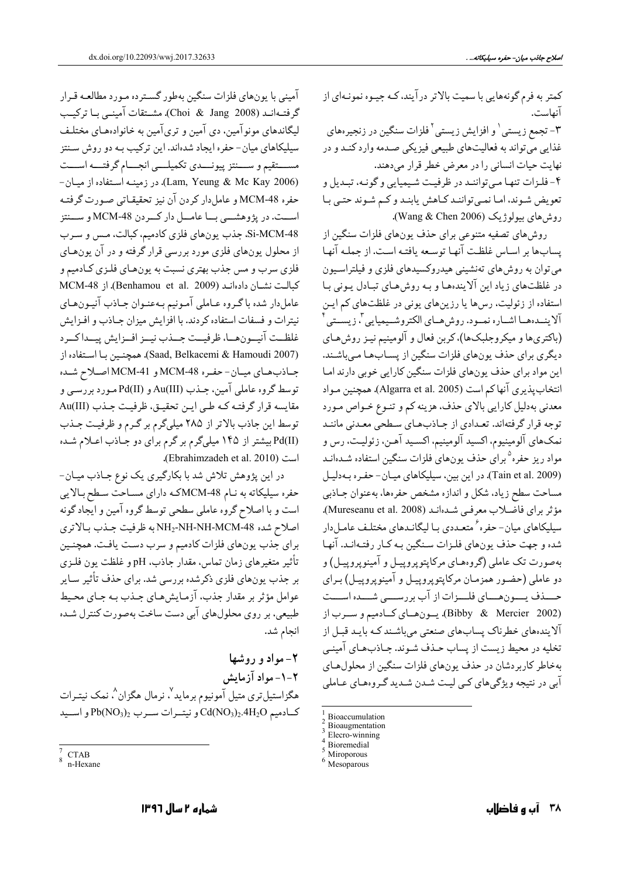کمتر به فرم گونه‌هایی با سمیت بالاتر درآیند، که جیوه نمونه‌ای از آنهاست.

۳- تجمع زیستی[1] و افزایش زیستی[2] فلزات سنگین در زنجیره‌های غذایی می‌تواند به فعالیت‌های طبیعی فیزیکی صدمه وارد کند و در نهایت حیات انسانی را در معرض خطر قرار می‌دهند.

۴- فلزات تنها می‌توانند در ظرفیت شیمیایی و گونه، تبدیل و تعویض شوند، اما نمی‌توانند کاهش یابند و کم شوند حتی با روش‌های بیولوژیک (Wang & Chen 2006).

روش‌های تصفیه متنوعی برای حذف یون‌های فلزات سنگین از پساب‌ها بر اساس غلظت آنها توسعه یافته است. از جمله آنها می‌توان به روش‌های ته‌نشینی هیدروکسیدهای فلزی و فیلتراسیون در غلظت‌های زیاد این آلاینده‌ها و به روش‌های تبادل یونی با استفاده از زئولیت، رس‌ها یا رزین‌های یونی در غلظت‌های کم این آلاینده‌ها اشاره نمود. روش‌های الکتروشیمیایی[3]، زیستی[4] (باکتری‌ها و میکروجلبک‌ها)، کربن فعال و آلومینیم نیز روش‌های دیگری برای حذف یون‌های فلزات سنگین از پساب‌ها می‌باشند. این مواد برای حذف یون‌های فلزات سنگین کارایی خوبی دارند اما انتخاب‌پذیری آنها کم است (Algarra et al. 2005). همچنین مواد معدنی به‌دلیل کارایی بالای حذف، هزینه کم و تنوع خواص مورد توجه قرار گرفته‌اند. تعدادی از جاذب‌های سطحی معدنی مانند نمک‌های آلومینیم، اکسید آلومینیم، اکسید آهن، زئولیت، رس و مواد ریز حفره[5] برای حذف یون‌های فلزات سنگین استفاده شده‌اند (Tain et al. 2009). در این بین، سیلیکاهای میان- حفره به‌دلیل مساحت سطح زیاد، شکل و اندازه مشخص حفره‌ها، به‌عنوان جاذبی مؤثر برای فاضلاب معرفی شده‌اند (Mureseanu et al. 2008). سیلیکاهای میان- حفره[6] متعددی با لیگاندهای مختلف عامل‌دار شده و جهت حذف یون‌های فلزات سنگین به کار رفته‌اند. آنها به‌صورت تک عاملی (گروه‌های مرکاپتوپروپیل و آمینوپروپیل) و دو عاملی (حضور همزمان مرکاپتوپروپیل و آمینوپروپیل) برای حذف یون‌های فلزات از آب بررسی شده است (Bibby & Mercier 2002). یون‌های کادمیم و سرب از آلاینده‌های خطرناک پساب‌های صنعتی می‌باشند که باید قبل از تخلیه در محیط زیست از پساب حذف شوند. جاذب‌های آمینی به‌خاطر کاربردشان در حذف یون‌های فلزات سنگین از محلول‌های آبی در نتیجه ویژگی‌های کی لیت شدن شدید گروه‌های عاملی آمینی با یون‌های فلزات سنگین به‌طور گسترده مورد مطالعه قرار گرفته‌اند (Choi & Jang 2008). مشتقات آمینی با ترکیب لیگاندهای مونوآمین، دی آمین و تری‌آمین به خانواده‌های مختلف سیلیکاهای میان- حفره ایجاد شده‌اند. این ترکیب به دو روش سنتز مستقیم و سنتز پیوندی تکمیلی انجام گرفته است (Lam, Yeung & Mc Kay 2006). در زمینه استفاده از میان- حفره MCM-48 و عامل‌دار کردن آن نیز تحقیقاتی صورت گرفته است. در پژوهشی با عامل دار کردن MCM-48 و سنتز Si-MCM-48، جذب یون‌های فلزی کادمیم، کبالت، مس و سرب از محلول یون‌های فلزی مورد بررسی قرار گرفته و در آن یون‌های فلزی سرب و مس جذب بهتری نسبت به یون‌های فلزی کادمیم و کبالت نشان داده‌اند (Benhamou et al. 2009). از MCM-48 عامل‌دار شده با گروه عاملی آمونیم به‌عنوان جاذب آنیون‌های نیترات و فسفات استفاده کردند. با افزایش میزان جاذب و افزایش غلظت آنیون‌ها، ظرفیت جذب نیز افزایش پیدا کرد (Saad, Belkacemi & Hamoudi 2007). همچنین با استفاده از جاذب‌های میان- حفره MCM-48 و MCM-41 اصلاح شده توسط گروه عاملی آمین، جذب $Au(III)$ و $Pd(II)$ مورد بررسی و مقایسه قرار گرفته که طی این تحقیق، ظرفیت جذب $Au(III)$ توسط این جاذب بالاتر از ۲۸۵ میلی‌گرم بر گرم و ظرفیت جذب $Pd(II)$ بیشتر از ۱۴۵ میلی‌گرم بر گرم برای دو جاذب اعلام شده است (Ebrahimzadeh et al. 2010).

در این پژوهش تلاش شد با بکارگیری یک نوع جاذب میان- حفره سیلیکاته به نام MCM-48که دارای مساحت سطح بالایی است و با اصلاح گروه عاملی سطحی توسط گروه آمین و ایجاد گونه اصلاح شده $NH_2$-NH-NH-MCM-48 به ظرفیت جذب بالاتری برای جذب یون‌های فلزات کادمیم و سرب دست یافت. همچنین تأثیر متغیرهای زمان تماس، مقدار جاذب، pH و غلظت یون فلزی بر جذب یون‌های فلزی ذکرشده بررسی شد. برای حذف تأثیر سایر عوامل مؤثر بر مقدار جذب، آزمایش‌های جذب به جای محیط طبیعی، بر روی محلول‌های آبی دست ساخت به‌صورت کنترل شده انجام شد.

## ۲- مواد و روشها

### ۲-۱- مواد آزمایش

هگزاستیل‌تری متیل آمونیوم برماید[7]، نرمال هگزان[8]، نمک نیترات کادمیم $Cd(NO_3)_2.4H_2O$ و نیترات سرب $Pb(NO_3)_2$ و اسید

---

[1] Bioaccumulation
[2] Bioaugmentation
[3] Elecro-winning
[4] Bioremedial
[5] Miroporous
[6] Mesoporous
[7] CTAB
[8] n-Hexane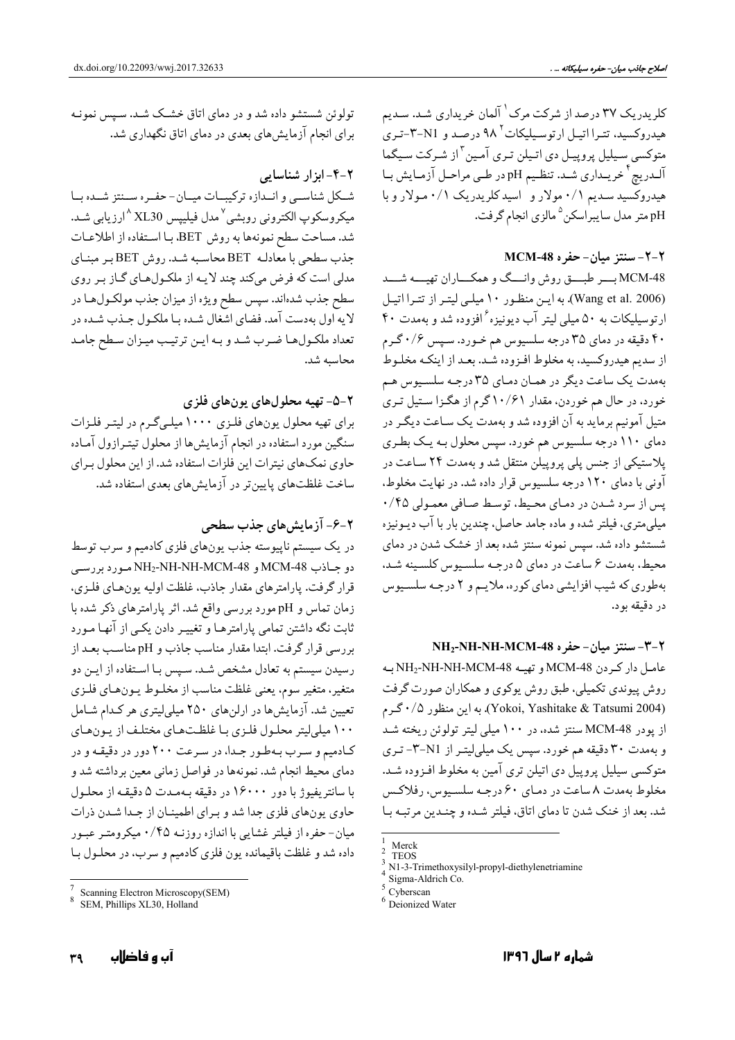کلریدریک ۳۷ درصد از شرکت مرک[1] آلمان خریداری شد. سدیم هیدروکسید، تترا اتیل ارتوسیلیکات[2] ۹۸ درصد و N1-۳-تری متوکسی سیلیل پروپیل دی اتیلن تری آمین[3] از شرکت سیگما آلدریچ[4] خریداری شد. تنظیم pH در طی مراحل آزمایش با هیدروکسید سدیم ۰/۱ مولار و اسیدکلریدریک ۰/۱ مولار و با pH متر مدل سایبراسکن[5] مالزی انجام گرفت.

## ۲-۲- سنتز میان- حفره MCM-48

MCM-48 بر طبق روش وانگ و همکاران تهیه شد (Wang et al. 2006). به این منظور ۱۰ میلی لیتر از تترا اتیل ارتوسیلیکات به ۵۰ میلی لیتر آب دیونیزه[6] افزوده شد و بهمدت ۴۰ دقیقه در دمای ۳۵ درجه سلسیوس هم خورد. سپس ۰/۶ گرم از سدیم هیدروکسید، به مخلوط افزوده شد. بعد از اینکه مخلوط بهمدت یک ساعت دیگر در همان دمای ۳۵ درجه سلسیوس هم خورد، در حال هم خوردن، مقدار ۱۰/۶۱ گرم از هگزا ستیل تری متیل آمونیم برماید به آن افزوده شد و بهمدت یک ساعت دیگر در دمای ۱۱۰ درجه سلسیوس هم خورد. سپس محلول به یک بطری پلاستیکی از جنس پلی پروپیلن منتقل شد و بهمدت ۲۴ ساعت در آونی با دمای ۱۲۰ درجه سلسیوس قرار داده شد. در نهایت مخلوط، پس از سرد شدن در دمای محیط، توسط صافی معمولی ۰/۴۵ میلی‌متری، فیلتر شده و ماده جامد حاصل، چندین بار با آب دیونیزه شستشو داده شد. سپس نمونه سنتز شده بعد از خشک شدن در دمای محیط، بهمدت ۶ ساعت در دمای ۵ درجه سلسیوس کلسینه شد، بهطوری که شیب افزایشی دمای کوره، ملایم و ۲ درجه سلسیوس در دقیقه بود.

## ۲-۳- سنتز میان- حفره $NH_2$-NH-NH-MCM-48

عامل دار کردن MCM-48 و تهیه $NH_2$-NH-NH-MCM-48 به روش پیوندی تکمیلی، طبق روش یوکوی و همکاران صورت گرفت (Yokoi, Yashitake & Tatsumi 2004). به این منظور ۰/۵ گرم از پودر MCM-48 سنتز شده، در ۱۰۰ میلی لیتر تولوئن ریخته شد و بهمدت ۳۰ دقیقه هم خورد. سپس یک میلی‌لیتر از N1-۳- تری متوکسی سیلیل پروپیل دی اتیلن تری آمین به مخلوط افزوده شد. مخلوط بهمدت ۸ ساعت در دمای ۶۰ درجه سلسیوس، رفلاکس شد. بعد از خنک شدن تا دمای اتاق، فیلتر شده و چندین مرتبه با تولوئن شستشو داده شد و در دمای اتاق خشک شد. سپس نمونه برای انجام آزمایش‌های بعدی در دمای اتاق نگهداری شد.

## ۲-۴- ابزار شناسایی

شکل شناسی و اندازه ترکیبات میان- حفره سنتز شده با میکروسکوپ الکترونی روبشی[7] مدل فیلیپس XL30[8] ارزیابی شد. شد. مساحت سطح نمونه‌ها به روش BET، با استفاده از اطلاعات جذب سطحی با معادله BET محاسبه شد. روش BET بر مبنای مدلی است که فرض می‌کند چند لایه از ملکول‌های گاز بر روی سطح جذب شده‌اند. سپس سطح ویژه از میزان جذب مولکول‌ها در لایه اول به‌دست آمد. فضای اشغال شده با ملکول جذب شده در تعداد ملکول‌ها ضرب شد و به این ترتیب میزان سطح جامد محاسبه شد.

## ۲-۵- تهیه محلول‌های یون‌های فلزی

برای تهیه محلول یون‌های فلزی ۱۰۰۰ میلی‌گرم در لیتر فلزات سنگین مورد استفاده در انجام آزمایش‌ها از محلول تیترازول آماده حاوی نمک‌های نیترات این فلزات استفاده شد. از این محلول برای ساخت غلظت‌های پایین‌تر در آزمایش‌های بعدی استفاده شد.

## ۲-۶- آزمایش‌های جذب سطحی

در یک سیستم ناپیوسته جذب یون‌های فلزی کادمیم و سرب توسط دو جاذب MCM-48 و $NH_2$-NH-NH-MCM-48 مورد بررسی قرار گرفت. پارامترهای مقدار جاذب، غلظت اولیه یون‌های فلزی، زمان تماس و pH مورد بررسی واقع شد. اثر پارامترهای ذکر شده با ثابت نگه داشتن تمامی پارامترها و تغییر دادن یکی از آنها مورد بررسی قرار گرفت. ابتدا مقدار مناسب جاذب و pH مناسب بعد از رسیدن سیستم به تعادل مشخص شد. سپس با استفاده از این دو متغیر، متغیر سوم، یعنی غلظت مناسب از مخلوط یون‌های فلزی تعیین شد. آزمایش‌ها در ارلن‌های ۲۵۰ میلی‌لیتری هر کدام شامل ۱۰۰ میلی‌لیتر محلول فلزی با غلظت‌های مختلف از یون‌های کادمیم و سرب به‌طور جدا، در سرعت ۲۰۰ دور در دقیقه و در دمای محیط انجام شد. نمونه‌ها در فواصل زمانی معین برداشته شد و با سانتریفیوژ با دور ۱۶۰۰۰ در دقیقه بهمدت ۵ دقیقه از محلول حاوی یون‌های فلزی جدا شد و برای اطمینان از جدا شدن ذرات میان- حفره از فیلتر غشایی با اندازه روزنه ۰/۴۵ میکرومتر عبور داده شد و غلظت باقیمانده یون فلزی کادمیم و سرب، در محلول با

---

[1] Merck
[2] TEOS
[3] N1-3-Trimethoxysilyl-propyl-diethylenetriamine
[4] Sigma-Aldrich Co.
[5] Cyberscan
[6] Deionized Water
[7] Scanning Electron Microscopy(SEM)
[8] SEM, Phillips XL30, Holland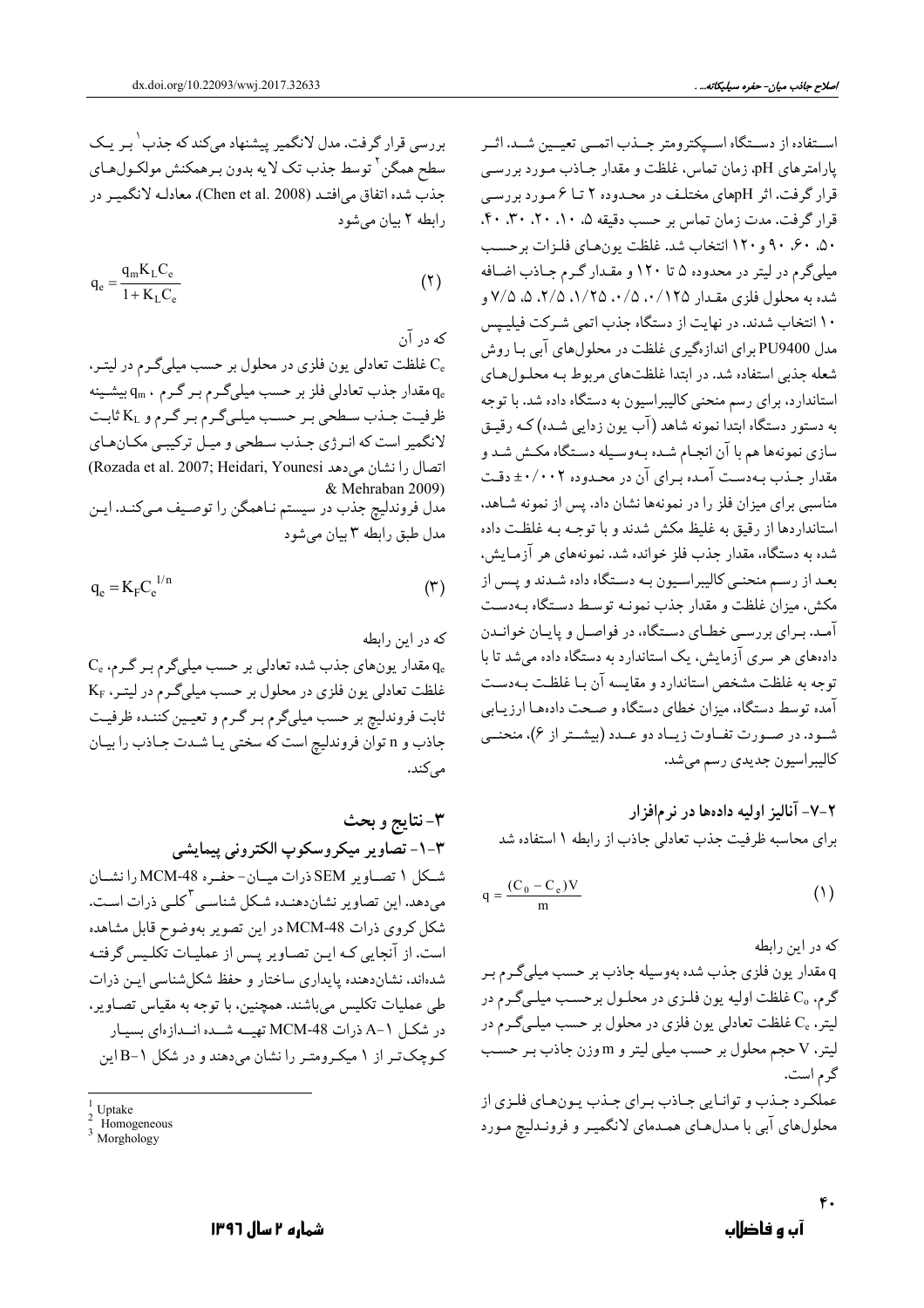استفاده از دستگاه اسپکترومتر جذب اتمی تعیین شد. اثر پارامترهای pH، زمان تماس، غلظت و مقدار جاذب مورد بررسی قرار گرفت. اثر pHهای مختلف در محدوده ۲ تا ۶ مورد بررسی قرار گرفت. مدت زمان تماس بر حسب دقیقه ۵، ۱۰، ۲۰، ۳۰، ۴۰، ۵۰، ۶۰، ۹۰ و ۱۲۰ انتخاب شد. غلظت یون‌های فلزات برحسب میلی‌گرم در لیتر در محدوده ۵ تا ۱۲۰ و مقدار گرم جاذب اضافه شده به محلول فلزی مقدار ۰/۱۲۵، ۰/۵، ۱/۲۵، ۲/۵، ۵، ۷/۵ و ۱۰ انتخاب شدند. در نهایت از دستگاه جذب اتمی شرکت فیلیپس مدل PU9400 برای اندازه‌گیری غلظت در محلول‌های آبی با روش شعله جذبی استفاده شد. در ابتدا غلظت‌های مربوط به محلول‌های استاندارد، برای رسم منحنی کالیبراسیون به دستگاه داده شد. با توجه به دستور دستگاه ابتدا نمونه شاهد (آب یون زدایی شده) که رقیق سازی نمونه‌ها هم با آن انجام شده به‌وسیله دستگاه مکش شد و مقدار جذب به‌دست آمده برای آن در محدوده ۰/۰۰۲± دقت مناسبی برای میزان فلز را در نمونه‌ها نشان داد. پس از نمونه شاهد، استانداردها از رقیق به غلیظ مکش شدند و با توجه به غلظت داده شده به دستگاه، مقدار جذب فلز خوانده شد. نمونه‌های هر آزمایش، بعد از رسم منحنی کالیبراسیون به دستگاه داده شدند و پس از مکش، میزان غلظت و مقدار جذب نمونه توسط دستگاه به‌دست آمد. برای بررسی خطای دستگاه، در فواصل و پایان خواندن داده‌های هر سری آزمایش، یک استاندارد به دستگاه داده می‌شد تا با توجه به غلظت مشخص استاندارد و مقایسه آن با غلظت به‌دست آمده توسط دستگاه، میزان خطای دستگاه و صحت داده‌ها ارزیابی شود. در صورت تفاوت زیاد دو عدد (بیشتر از ۶)، منحنی کالیبراسیون جدیدی رسم می‌شد.

### ۲-۷- آنالیز اولیه داده‌ها در نرم‌افزار

برای محاسبه ظرفیت جذب تعادلی جاذب از رابطه ۱ استفاده شد

$$q = \frac{(C_0 - C_e)V}{m} \qquad (1)$$

که در این رابطه

q مقدار یون فلزی جذب شده به‌وسیله جاذب بر حسب میلی‌گرم بر گرم، $C_0$ غلظت اولیه یون فلزی در محلول برحسب میلی‌گرم در لیتر، $C_e$ غلظت تعادلی یون فلزی در محلول بر حسب میلی‌گرم در لیتر، V حجم محلول بر حسب میلی لیتر و m وزن جاذب بر حسب گرم است.

عملکرد جذب و توانایی جاذب برای جذب یون‌های فلزی از محلول‌های آبی با مدل‌های همدمای لانگمیر و فروندلیچ مورد بررسی قرار گرفت. مدل لانگمیر پیشنهاد می‌کند که جذب[1] بر یک سطح همگن[2] توسط جذب تک لایه بدون برهمکنش مولکول‌های جذب شده اتفاق می‌افتد (Chen et al. 2008). معادله لانگمیر در رابطه ۲ بیان می‌شود

$$q_e = \frac{q_m K_L C_e}{1 + K_L C_e} \qquad (2)$$

که در آن

$C_e$ غلظت تعادلی یون فلزی در محلول بر حسب میلی‌گرم در لیتر، $q_e$ مقدار جذب تعادلی فلز بر حسب میلی‌گرم بر گرم، $q_m$ بیشینه ظرفیت جذب سطحی بر حسب میلی‌گرم بر گرم و $K_L$ ثابت لانگمیر است که انرژی جذب سطحی و میل ترکیبی مکان‌های اتصال را نشان می‌دهد (Rozada et al. 2007; Heidari, Younesi & Mehraban 2009)

مدل فروندلیچ جذب در سیستم ناهمگن را توصیف می‌کند. این مدل طبق رابطه ۳ بیان می‌شود

$$q_e = K_F C_e^{1/n} \qquad (3)$$

که در این رابطه

$q_e$ مقدار یون‌های جذب شده تعادلی بر حسب میلی‌گرم بر گرم، $C_e$ غلظت تعادلی یون فلزی در محلول بر حسب میلی‌گرم در لیتر، $K_F$ ثابت فروندلیچ بر حسب میلی‌گرم بر گرم و تعیین کننده ظرفیت جاذب و n توان فروندلیچ است که سختی یا شدت جاذب را بیان می‌کند.

## ۳- نتایج و بحث

### ۳-۱- تصاویر میکروسکوپ الکترونی پیمایشی

شکل ۱ تصاویر SEM ذرات میان- حفره MCM-48 را نشان می‌دهد. این تصاویر نشان‌دهنده شکل شناسی[3] کلی ذرات است. شکل کروی ذرات MCM-48 در این تصویر به‌وضوح قابل مشاهده است. از آنجایی که این تصاویر پس از عملیات تکلیس گرفته شده‌اند، نشان‌دهنده پایداری ساختار و حفظ شکل‌شناسی این ذرات طی عملیات تکلیس می‌باشند. همچنین، با توجه به مقیاس تصاویر، در شکل ۱-A ذرات MCM-48 تهیه شده اندازه‌ای بسیار کوچک‌تر از ۱ میکرومتر را نشان می‌دهند و در شکل ۱-B این

---
[1] Uptake
[2] Homogeneous
[3] Morghology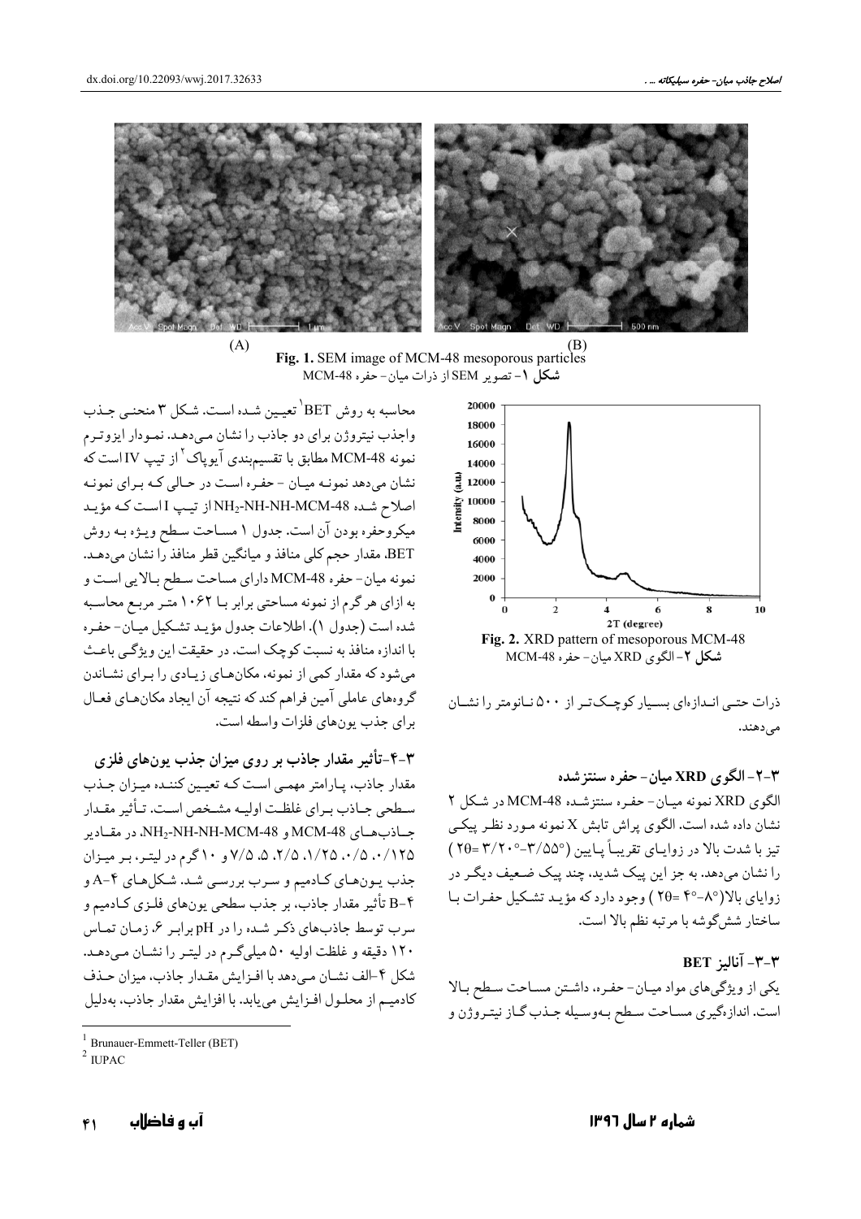(A) (B)

**Fig. 1.** SEM image of MCM-48 mesoporous particles

**شکل ۱**- تصویر SEM از ذرات میان- حفره MCM-48

**Fig. 2.** XRD pattern of mesoporous MCM-48

**شکل ۲**- الگوی XRD میان- حفره MCM-48

ذرات حتی اندازه‌ای بسیار کوچک‌تر از ۵۰۰ نانومتر را نشان می‌دهند.

### ۳-۲- الگوی XRD میان- حفره سنتزشده

الگوی XRD نمونه میان- حفره سنتزشده MCM-48 در شکل ۲ نشان داده شده است. الگوی پراش تابش X نمونه مورد نظر پیکی تیز با شدت بالا در زوایای تقریباً پایین (۳/۲۰°-۳/۵۵°=2θ) را نشان می‌دهد. به جز این پیک شدید، چند پیک ضعیف دیگر در زوایای بالا(۴°-۸°=2θ) وجود دارد که مؤید تشکیل حفرات با ساختار شش‌گوشه با مرتبه نظم بالا است.

### ۳-۳- آنالیز BET

یکی از ویژگی‌های مواد میان- حفره، داشتن مساحت سطح بالا است. اندازه‌گیری مساحت سطح به‌وسیله جذب گاز نیتروژن و محاسبه به روش BET[1] تعیین شده است. شکل ۳ منحنی جذب واجذب نیتروژن برای دو جاذب را نشان می‌دهد. نمودار ایزوترم نمونه MCM-48 مطابق با تقسیم‌بندی آیوپاک[2] از تیپ IV است که نشان می‌دهد نمونه میان- حفره است در حالی که برای نمونه اصلاح شده $NH_2$-NH-NH-MCM-48 از تیپ I است که مؤید میکروحفره بودن آن است. جدول ۱ مساحت سطح ویژه به روش BET، مقدار حجم کلی منافذ و میانگین قطر منافذ را نشان می‌دهد. نمونه میان- حفره MCM-48 دارای مساحت سطح بالایی است و به ازای هر گرم از نمونه مساحتی برابر با ۱۰۶۲ متر مربع محاسبه شده است (جدول ۱). اطلاعات جدول مؤید تشکیل میان- حفره با اندازه منافذ به نسبت کوچک است. در حقیقت این ویژگی باعث می‌شود که مقدار کمی از نمونه، مکان‌های زیادی را برای نشاندن گروه‌های عاملی آمین فراهم کند که نتیجه آن ایجاد مکان‌های فعال برای جذب یون‌های فلزات واسطه است.

### ۳-۴- تأثیر مقدار جاذب بر روی میزان جذب یون‌های فلزی

مقدار جاذب، پارامتر مهمی است که تعیین کننده میزان جذب سطحی جاذب برای غلظت اولیه مشخص است. تأثیر مقدار جاذب‌های MCM-48 و $NH_2$-NH-NH-MCM-48، در مقادیر ۰/۱۲۵، ۰/۵، ۱/۲۵، ۲/۵، ۵، ۷/۵ و ۱۰ گرم در لیتر، بر میزان جذب یون‌های کادمیم و سرب بررسی شد. شکل‌های ۴-A و ۴-B تأثیر مقدار جاذب، بر جذب سطحی یون‌های فلزی کادمیم و سرب توسط جاذب‌های ذکر شده را در pH برابر ۶، زمان تماس ۱۲۰ دقیقه و غلظت اولیه ۵۰ میلی‌گرم در لیتر را نشان می‌دهد. شکل ۴-الف نشان می‌دهد با افزایش مقدار جاذب، میزان حذف کادمیم از محلول افزایش می‌یابد. با افزایش مقدار جاذب، به‌دلیل

---

[1] Brunauer-Emmett-Teller (BET)

[2] IUPAC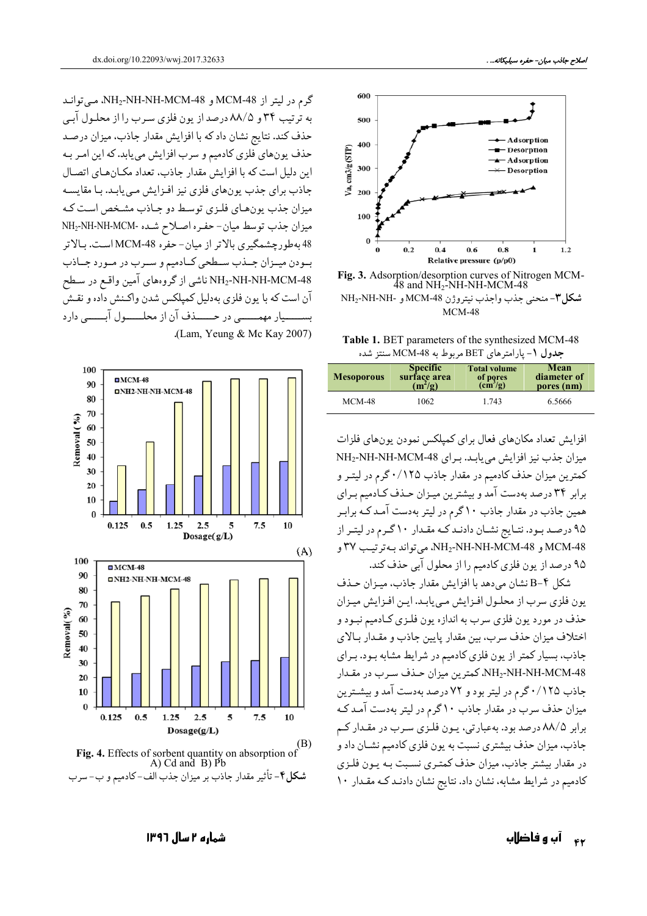Fig. 3. Adsorption/desorption curves of Nitrogen MCM-48 and $NH_2$-NH-NH-MCM-48

**شکل۳**- منحنی جذب واجذب نیتروژن MCM-48 و $NH_2$-NH-NH-MCM-48

Table 1. BET parameters of the synthesized MCM-48

**جدول ۱**- پارامترهای BET مربوط به MCM-48 سنتز شده

| Mesoporous | Specific surface area ($m^2/g$) | Total volume of pores ($cm^3/g$) | Mean diameter of pores (nm) |
|---|---|---|---|
| MCM-48 | 1062 | 1.743 | 6.5666 |

افزایش تعداد مکان‌های فعال برای کمپلکس نمودن یون‌های فلزات میزان جذب نیز افزایش می‌یابد. برای $NH_2$-NH-NH-MCM-48 کمترین میزان حذف کادمیم در مقدار جاذب ۰/۱۲۵ گرم در لیتر و برابر ۳۴ درصد به‌دست آمد و بیشترین میزان حذف کادمیم برای همین جاذب در مقدار جاذب ۱۰ گرم در لیتر به‌دست آمد که برابر ۹۵ درصد بود. نتایج نشان دادند که مقدار ۱۰ گرم در لیتر از MCM-48 و $NH_2$-NH-NH-MCM-48، می‌تواند به‌ترتیب ۳۷ و ۹۵ درصد از یون فلزی کادمیم را از محلول آبی حذف کند.

شکل ۴-B نشان می‌دهد با افزایش مقدار جاذب، میزان حذف یون فلزی سرب از محلول افزایش می‌یابد. این افزایش میزان حذف در مورد یون فلزی سرب به اندازه یون فلزی کادمیم نبود و اختلاف میزان حذف سرب، بین مقدار پایین جاذب و مقدار بالای جاذب، بسیار کمتر از یون فلزی کادمیم در شرایط مشابه بود. برای $NH_2$-NH-NH-MCM-48، کمترین میزان حذف سرب در مقدار جاذب ۰/۱۲۵ گرم در لیتر بود و ۷۲ درصد به‌دست آمد و بیشترین میزان حذف سرب در مقدار جاذب ۱۰ گرم در لیتر به‌دست آمد که برابر ۸۸/۵ درصد بود. به‌عبارتی، یون فلزی سرب در مقدار کم جاذب، میزان حذف بیشتری نسبت به یون فلزی کادمیم نشان داد و در مقدار بیشتر جاذب، میزان حذف کمتری نسبت به یون فلزی کادمیم در شرایط مشابه، نشان داد. نتایج نشان دادند که مقدار ۱۰ گرم در لیتر از MCM-48 و $NH_2$-NH-NH-MCM-48، می‌تواند به ترتیب ۳۴ و ۸۸/۵ درصد از یون فلزی سرب را از محلول آبی حذف کند. نتایج نشان داد که با افزایش مقدار جاذب، میزان درصد حذف یون‌های فلزی کادمیم و سرب افزایش می‌یابد. که این امر به این دلیل است که با افزایش مقدار جاذب، تعداد مکان‌های اتصال جاذب برای جذب یون‌های فلزی نیز افزایش می‌یابد. با مقایسه میزان جذب یون‌های فلزی توسط دو جاذب مشخص است که میزان جذب توسط میان- حفره اصلاح شده $NH_2$-NH-NH-MCM-48 به‌طورچشمگیری بالاتر از میان- حفره MCM-48 است. بالاتر بودن میزان جذب سطحی کادمیم و سرب در مورد جاذب $NH_2$-NH-NH-MCM-48 ناشی از گروه‌های آمین واقع در سطح آن است که با یون فلزی به‌دلیل کمپلکس شدن واکنش داده و نقش بسیار مهمی در حذف آن از محلول آبی دارد (Lam, Yeung & Mc Kay 2007).

Fig. 4. Effects of sorbent quantity on absorption of A) Cd and B) Pb

**شکل۴**- تأثیر مقدار جاذب بر میزان جذب الف- کادمیم و ب- سرب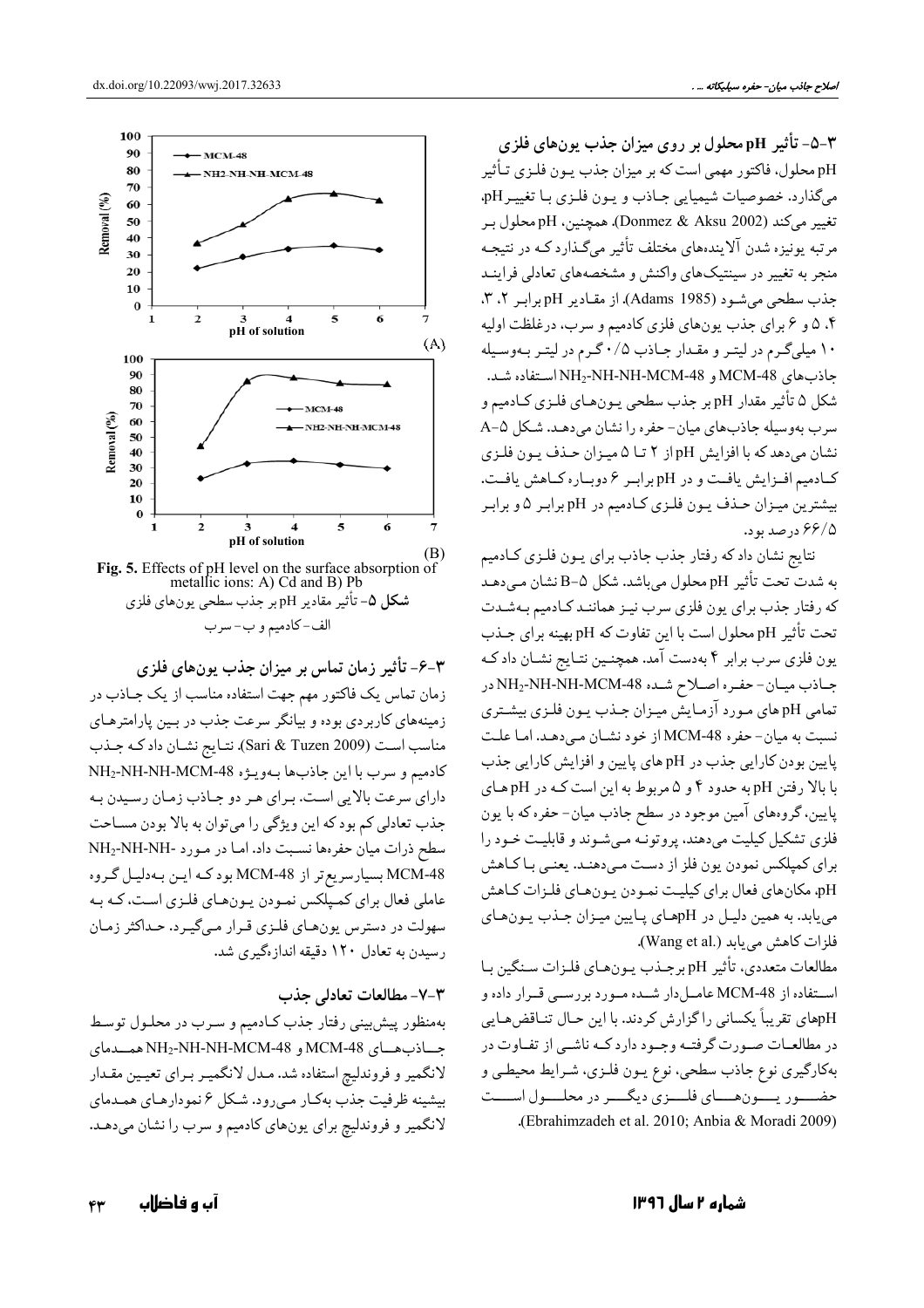### ۳-۵- تأثیر pH محلول بر روی میزان جذب یون‌های فلزی

pH محلول، فاکتور مهمی است که بر میزان جذب یون فلزی تأثیر می‌گذارد. خصوصیات شیمیایی جاذب و یون فلزی با تغییر pH، تغییر می‌کند (Donmez & Aksu 2002). همچنین، pH محلول بر مرتبه یونیزه شدن آلاینده‌های مختلف تأثیر می‌گذارد که در نتیجه منجر به تغییر در سینتیک‌های واکنش و مشخصه‌های تعادلی فرایند جذب سطحی می‌شود (Adams 1985). از مقادیر pH برابر ۲، ۳، ۴، ۵ و ۶ برای جذب یون‌های فلزی کادمیم و سرب، درغلظت اولیه ۱۰ میلی‌گرم در لیتر و مقدار جاذب ۰/۵ گرم در لیتر به‌وسیله جاذب‌های MCM-48 و $NH_2$-NH-NH-MCM-48 استفاده شد. شکل ۵ تأثیر مقدار pH بر جذب سطحی یون‌های فلزی کادمیم و سرب به‌وسیله جاذب‌های میان- حفره را نشان می‌دهد. شکل ۵-A نشان می‌دهد که با افزایش pH از ۲ تا ۵ میزان حذف یون فلزی کادمیم افزایش یافت و در pH برابر ۶ دوباره کاهش یافت. بیشترین میزان حذف یون فلزی کادمیم در pH برابر ۵ و برابر ۶۶/۵ درصد بود.

نتایج نشان داد که رفتار جذب جاذب برای یون فلزی کادمیم به شدت تحت تأثیر pH محلول می‌باشد. شکل ۵-B نشان می‌دهد که رفتار جذب برای یون فلزی سرب نیز همانند کادمیم به‌شدت تحت تأثیر pH محلول است با این تفاوت که pH بهینه برای جذب یون فلزی سرب برابر ۴ به‌دست آمد. همچنین نتایج نشان داد که جاذب میان- حفره اصلاح شده $NH_2$-NH-NH-MCM-48 در تمامی pH های مورد آزمایش میزان جذب یون فلزی بیشتری نسبت به میان- حفره MCM-48 از خود نشان می‌دهد. اما علت پایین بودن کارایی جذب در pH های پایین و افزایش کارایی جذب با بالا رفتن pH به حدود ۴ و ۵ مربوط به این است که در pH های پایین، گروه‌های آمین موجود در سطح جاذب میان- حفره که با یون فلزی تشکیل کیلیت می‌دهند، پروتونه می‌شوند و قابلیت خود را برای کمپلکس نمودن یون فلز از دست می‌دهند. یعنی با کاهش pH، مکان‌های فعال برای کیلیت نمودن یون‌های فلزات کاهش می‌یابد. به همین دلیل در pHهای پایین میزان جذب یون‌های فلزات کاهش می‌یابد (Wang et al.).

مطالعات متعددی، تأثیر pH برجذب یون‌های فلزات سنگین با استفاده از MCM-48 عامل‌دار شده مورد بررسی قرار داده و pHهای تقریباً یکسانی را گزارش کردند. با این حال تناقض‌هایی در مطالعات صورت گرفته وجود دارد که ناشی از تفاوت در به‌کارگیری نوع جاذب سطحی، نوع یون فلزی، شرایط محیطی و حضور یون‌های فلزی دیگر در محلول است (Ebrahimzadeh et al. 2010; Anbia & Moradi 2009).

**Fig. 5.** Effects of pH level on the surface absorption of metallic ions: A) Cd and B) Pb

**شکل ۵**- تأثیر مقادیر pH بر جذب سطحی یون‌های فلزی
الف- کادمیم و ب- سرب

### ۳-۶- تأثیر زمان تماس بر میزان جذب یون‌های فلزی

زمان تماس یک فاکتور مهم جهت استفاده مناسب از یک جاذب در زمینه‌های کاربردی بوده و بیانگر سرعت جذب در بین پارامترهای مناسب است (Sari & Tuzen 2009). نتایج نشان داد که جذب کادمیم و سرب با این جاذب‌ها به‌ویژه $NH_2$-NH-NH-MCM-48 دارای سرعت بالایی است. برای هر دو جاذب زمان رسیدن به جذب تعادلی کم بود که این ویژگی را می‌توان به بالا بودن مساحت سطح ذرات میان حفره‌ها نسبت داد. اما در مورد $NH_2$-NH-NH-MCM-48 بسیارسریع‌تر از MCM-48 بود که این به‌دلیل گروه عاملی فعال برای کمپلکس نمودن یون‌های فلزی است، که به سهولت در دسترس یون‌های فلزی قرار می‌گیرد. حداکثر زمان رسیدن به تعادل ۱۲۰ دقیقه اندازه‌گیری شد.

### ۳-۷- مطالعات تعادلی جذب

به‌منظور پیش‌بینی رفتار جذب کادمیم و سرب در محلول توسط جاذب‌های MCM-48 و $NH_2$-NH-NH-MCM-48 همدمای لانگمیر و فروندلیچ استفاده شد. مدل لانگمیر برای تعیین مقدار بیشینه ظرفیت جذب به‌کار می‌رود. شکل ۶ نمودارهای همدمای لانگمیر و فروندلیچ برای یون‌های کادمیم و سرب را نشان می‌دهد.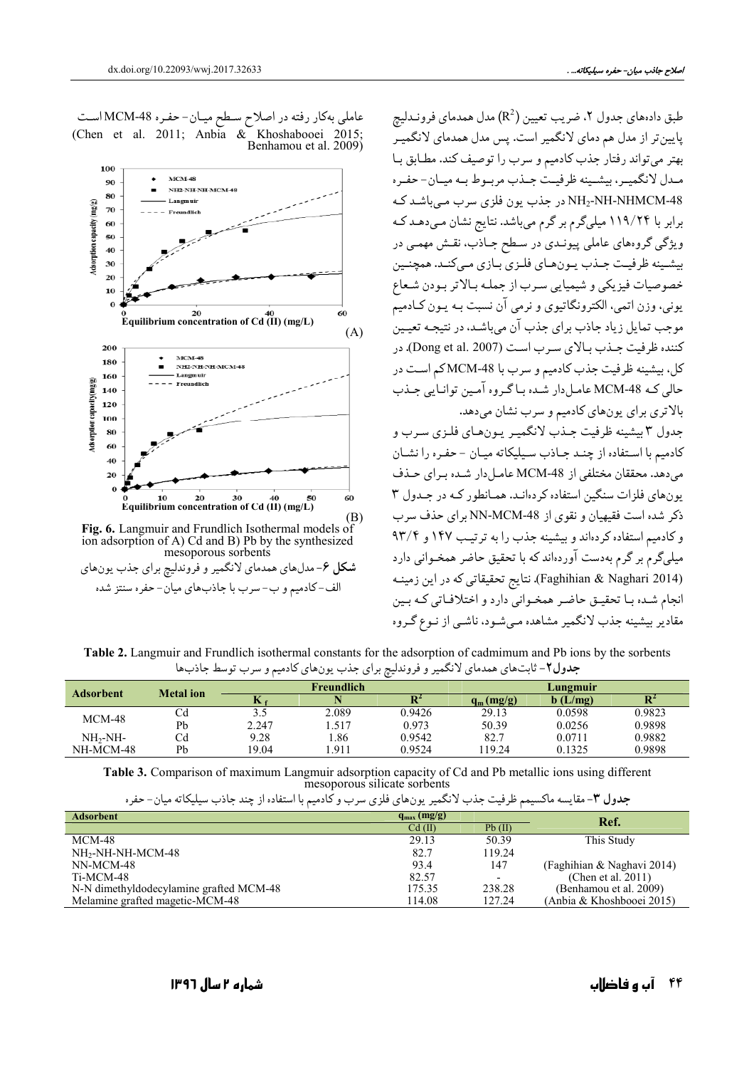طبق داده‌های جدول ۲، ضریب تعیین ($R^2$) مدل همدمای فروندلیچ پایین‌تر از مدل هم دمای لانگمیر است. پس مدل همدمای لانگمیر بهتر می‌تواند رفتار جذب کادمیم و سرب را توصیف کند. مطابق با مدل لانگمیر، بیشینه ظرفیت جذب مربوط به میان- حفره $NH_2$-NH-NHMCM-48 در جذب یون فلزی سرب می‌باشد که برابر با ۱۱۹/۲۴ میلی‌گرم بر گرم می‌باشد. نتایج نشان می‌دهد که ویژگی گروه‌های عاملی پیوندی در سطح جاذب، نقش مهمی در بیشینه ظرفیت جذب یون‌های فلزی بازی می‌کند. همچنین خصوصیات فیزیکی و شیمیایی سرب از جمله بالاتر بودن شعاع یونی، وزن اتمی، الکترونگاتیوی و نرمی آن نسبت به یون کادمیم موجب تمایل زیاد جاذب برای جذب آن می‌باشد، در نتیجه تعیین کننده ظرفیت جذب بالای سرب است (Dong et al. 2007). در کل، بیشینه ظرفیت جذب کادمیم و سرب با MCM-48 کم است در حالی که MCM-48 عامل‌دار شده با گروه آمین توانایی جذب بالاتری برای یون‌های کادمیم و سرب نشان می‌دهد.

جدول ۳ بیشینه ظرفیت جذب لانگمیر یون‌های فلزی سرب و کادمیم با استفاده از چند جاذب سیلیکاته میان - حفره را نشان می‌دهد. محققان مختلفی از MCM-48 عامل‌دار شده برای حذف یون‌های فلزات سنگین استفاده کرده‌اند. همانطور که در جدول ۳ ذکر شده است فقیهیان و نقوی از NN-MCM-48 برای حذف سرب و کادمیم استفاده کرده‌اند و بیشینه جذب را به ترتیب ۱۴۷ و ۹۳/۴ میلی‌گرم بر گرم به‌دست آورده‌اند که با تحقیق حاضر همخوانی دارد (Faghihian & Naghari 2014). نتایج تحقیقاتی که در این زمینه انجام شده با تحقیق حاضر همخوانی دارد و اختلافاتی که بین مقادیر بیشینه جذب لانگمیر مشاهده می‌شود، ناشی از نوع گروه عاملی به‌کار رفته در اصلاح سطح میان- حفره MCM-48 است (Chen et al. 2011; Anbia & Khoshabooei 2015; Benhamou et al. 2009)

**Fig. 6.** Langmuir and Frundlich Isothermal models of ion adsorption of A) Cd and B) Pb by the synthesized mesoporous sorbents

**شکل ۶**- مدل‌های همدمای لانگمیر و فروندلیچ برای جذب یون‌های الف-کادمیم و ب- سرب با جاذب‌های میان- حفره سنتز شده

**Table 2.** Langmuir and Frundlich isothermal constants for the adsorption of cadmimum and Pb ions by the sorbents

**جدول۲**- ثابت‌های همدمای لانگمیر و فروندلیچ برای جذب یون‌های کادمیم و سرب توسط جاذب‌ها

| Adsorbent | Metal ion | Freundlich | | | Lungmuir | | |
|---|---|---|---|---|---|---|---|
| | | $K_f$ | N | $R^2$ | $q_m$ (mg/g) | b (L/mg) | $R^2$ |
| MCM-48 | Cd | 3.5 | 2.089 | 0.9426 | 29.13 | 0.0598 | 0.9823 |
| | Pb | 2.247 | 1.517 | 0.973 | 50.39 | 0.0256 | 0.9898 |
| $NH_2$-NH-NH-MCM-48 | Cd | 9.28 | 1.86 | 0.9542 | 82.7 | 0.0711 | 0.9882 |
| | Pb | 19.04 | 1.911 | 0.9524 | 119.24 | 0.1325 | 0.9898 |

**Table 3.** Comparison of maximum Langmuir adsorption capacity of Cd and Pb metallic ions using different mesoporous silicate sorbents

**جدول ۳**- مقایسه ماکسیمم ظرفیت جذب لانگمیر یون‌های فلزی سرب و کادمیم با استفاده از چند جاذب سیلیکاته میان- حفره

| Adsorbent | $q_{max}$ (mg/g) | | Ref. |
|---|---|---|---|
| | Cd (II) | Pb (II) | |
| MCM-48 | 29.13 | 50.39 | This Study |
| $NH_2$-NH-NH-MCM-48 | 82.7 | 119.24 | |
| NN-MCM-48 | 93.4 | 147 | (Faghihian & Naghavi 2014) |
| Ti-MCM-48 | 82.57 | - | (Chen et al. 2011) |
| N-N dimethyldodecylamine grafted MCM-48 | 175.35 | 238.28 | (Benhamou et al. 2009) |
| Melamine grafted magetic-MCM-48 | 114.08 | 127.24 | (Anbia & Khoshbooei 2015) |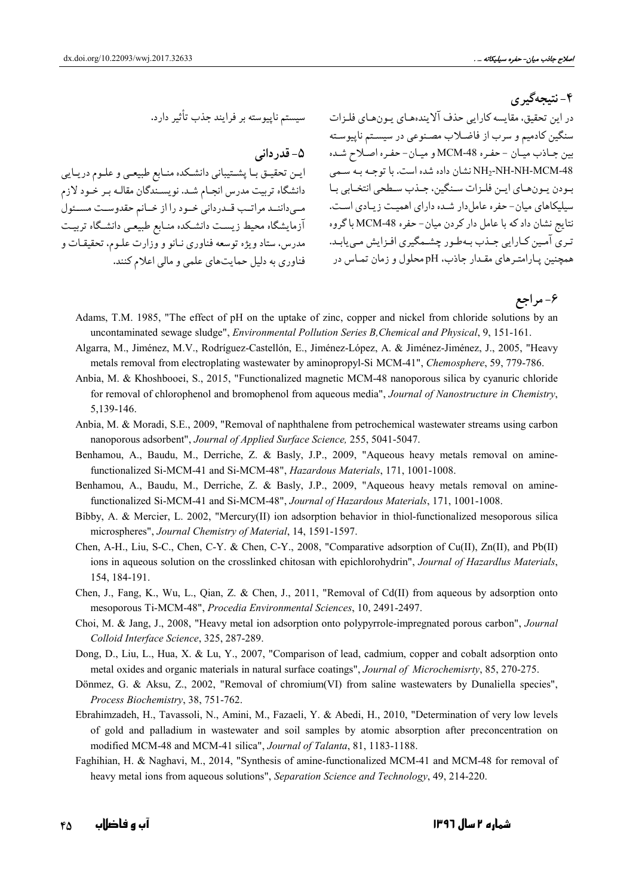## ۴- نتیجه‌گیری

در این تحقیق، مقایسه کارایی حذف آلاینده‌های یون‌های فلزات سنگین کادمیم و سرب از فاضلاب مصنوعی در سیستم ناپیوسته بین جاذب میان - حفره MCM-48 و میان- حفره اصلاح شده $NH_2$-NH-NH-MCM-48 نشان داده شده است. با توجه به سمی بودن یون‌های این فلزات سنگین، جذب سطحی انتخابی با سیلیکاهای میان- حفره عامل‌دار شده دارای اهمیت زیادی است. نتایج نشان داد که با عامل دار کردن میان- حفره MCM-48 با گروه تری آمین کارایی جذب به‌طور چشمگیری افزایش می‌یابد. همچنین پارامترهای مقدار جاذب، pH محلول و زمان تماس در سیستم ناپیوسته بر فرایند جذب تأثیر دارد.

## ۵- قدردانی

این تحقیق با پشتیبانی دانشکده منابع طبیعی و علوم دریایی دانشگاه تربیت مدرس انجام شد. نویسندگان مقاله بر خود لازم می‌دانند مراتب قدردانی خود را از خانم حقدوست مسئول آزمایشگاه محیط زیست دانشکده منابع طبیعی دانشگاه تربیت مدرس، ستاد ویژه توسعه فناوری نانو و وزارت علوم، تحقیقات و فناوری به دلیل حمایت‌های علمی و مالی اعلام کنند.

## ۶- مراجع

Adams, T.M. 1985, "The effect of pH on the uptake of zinc, copper and nickel from chloride solutions by an uncontaminated sewage sludge", *Environmental Pollution Series B,Chemical and Physical*, 9, 151-161.

Algarra, M., Jiménez, M.V., Rodríguez-Castellón, E., Jiménez-López, A. & Jiménez-Jiménez, J., 2005, "Heavy metals removal from electroplating wastewater by aminopropyl-Si MCM-41", *Chemosphere*, 59, 779-786.

Anbia, M. & Khoshbooei, S., 2015, "Functionalized magnetic MCM-48 nanoporous silica by cyanuric chloride for removal of chlorophenol and bromophenol from aqueous media", *Journal of Nanostructure in Chemistry*, 5,139-146.

Anbia, M. & Moradi, S.E., 2009, "Removal of naphthalene from petrochemical wastewater streams using carbon nanoporous adsorbent", *Journal of Applied Surface Science,* 255, 5041-5047.

Benhamou, A., Baudu, M., Derriche, Z. & Basly, J.P., 2009, "Aqueous heavy metals removal on amine-functionalized Si-MCM-41 and Si-MCM-48", *Hazardous Materials*, 171, 1001-1008.

Benhamou, A., Baudu, M., Derriche, Z. & Basly, J.P., 2009, "Aqueous heavy metals removal on amine-functionalized Si-MCM-41 and Si-MCM-48", *Journal of Hazardous Materials*, 171, 1001-1008.

Bibby, A. & Mercier, L. 2002, "Mercury(II) ion adsorption behavior in thiol-functionalized mesoporous silica microspheres", *Journal Chemistry of Material*, 14, 1591-1597.

Chen, A-H., Liu, S-C., Chen, C-Y. & Chen, C-Y., 2008, "Comparative adsorption of Cu(II), Zn(II), and Pb(II) ions in aqueous solution on the crosslinked chitosan with epichlorohydrin", *Journal of Hazardlus Materials*, 154, 184-191.

Chen, J., Fang, K., Wu, L., Qian, Z. & Chen, J., 2011, "Removal of Cd(II) from aqueous by adsorption onto mesoporous Ti-MCM-48", *Procedia Environmental Sciences*, 10, 2491-2497.

Choi, M. & Jang, J., 2008, "Heavy metal ion adsorption onto polypyrrole-impregnated porous carbon", *Journal Colloid Interface Science*, 325, 287-289.

Dong, D., Liu, L., Hua, X. & Lu, Y., 2007, "Comparison of lead, cadmium, copper and cobalt adsorption onto metal oxides and organic materials in natural surface coatings", *Journal of Microchemisrty*, 85, 270-275.

Dönmez, G. & Aksu, Z., 2002, "Removal of chromium(VI) from saline wastewaters by Dunaliella species", *Process Biochemistry*, 38, 751-762.

Ebrahimzadeh, H., Tavassoli, N., Amini, M., Fazaeli, Y. & Abedi, H., 2010, "Determination of very low levels of gold and palladium in wastewater and soil samples by atomic absorption after preconcentration on modified MCM-48 and MCM-41 silica", *Journal of Talanta*, 81, 1183-1188.

Faghihian, H. & Naghavi, M., 2014, "Synthesis of amine-functionalized MCM-41 and MCM-48 for removal of heavy metal ions from aqueous solutions", *Separation Science and Technology*, 49, 214-220.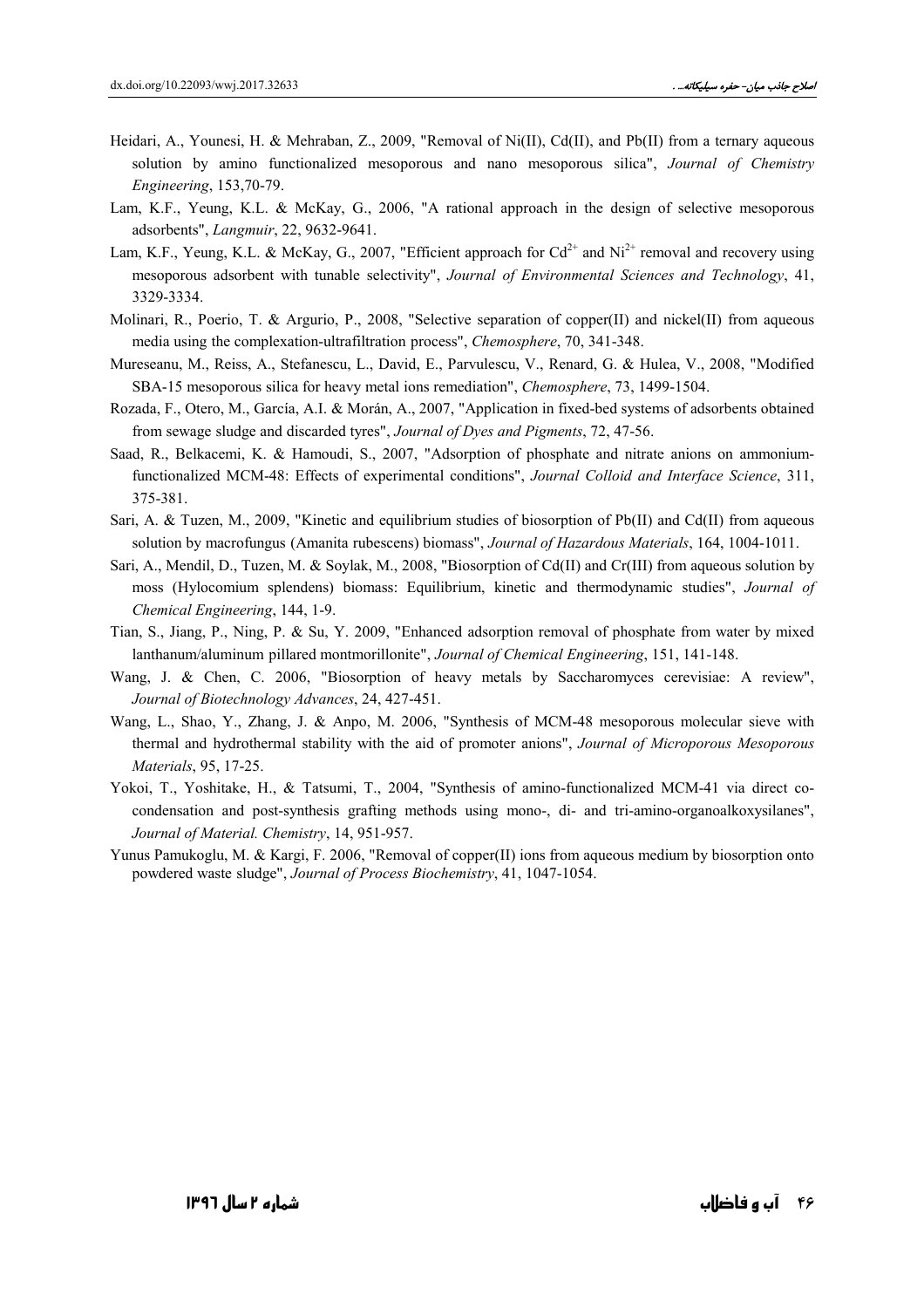Heidari, A., Younesi, H. & Mehraban, Z., 2009, "Removal of Ni(II), Cd(II), and Pb(II) from a ternary aqueous solution by amino functionalized mesoporous and nano mesoporous silica", *Journal of Chemistry Engineering*, 153,70-79.

Lam, K.F., Yeung, K.L. & McKay, G., 2006, "A rational approach in the design of selective mesoporous adsorbents", *Langmuir*, 22, 9632-9641.

Lam, K.F., Yeung, K.L. & McKay, G., 2007, "Efficient approach for $Cd^{2+}$ and $Ni^{2+}$ removal and recovery using mesoporous adsorbent with tunable selectivity", *Journal of Environmental Sciences and Technology*, 41, 3329-3334.

Molinari, R., Poerio, T. & Argurio, P., 2008, "Selective separation of copper(II) and nickel(II) from aqueous media using the complexation-ultrafiltration process", *Chemosphere*, 70, 341-348.

Mureseanu, M., Reiss, A., Stefanescu, L., David, E., Parvulescu, V., Renard, G. & Hulea, V., 2008, "Modified SBA-15 mesoporous silica for heavy metal ions remediation", *Chemosphere*, 73, 1499-1504.

Rozada, F., Otero, M., García, A.I. & Morán, A., 2007, "Application in fixed-bed systems of adsorbents obtained from sewage sludge and discarded tyres", *Journal of Dyes and Pigments*, 72, 47-56.

Saad, R., Belkacemi, K. & Hamoudi, S., 2007, "Adsorption of phosphate and nitrate anions on ammonium-functionalized MCM-48: Effects of experimental conditions", *Journal Colloid and Interface Science*, 311, 375-381.

Sari, A. & Tuzen, M., 2009, "Kinetic and equilibrium studies of biosorption of Pb(II) and Cd(II) from aqueous solution by macrofungus (Amanita rubescens) biomass", *Journal of Hazardous Materials*, 164, 1004-1011.

Sari, A., Mendil, D., Tuzen, M. & Soylak, M., 2008, "Biosorption of Cd(II) and Cr(III) from aqueous solution by moss (Hylocomium splendens) biomass: Equilibrium, kinetic and thermodynamic studies", *Journal of Chemical Engineering*, 144, 1-9.

Tian, S., Jiang, P., Ning, P. & Su, Y. 2009, "Enhanced adsorption removal of phosphate from water by mixed lanthanum/aluminum pillared montmorillonite", *Journal of Chemical Engineering*, 151, 141-148.

Wang, J. & Chen, C. 2006, "Biosorption of heavy metals by Saccharomyces cerevisiae: A review", *Journal of Biotechnology Advances*, 24, 427-451.

Wang, L., Shao, Y., Zhang, J. & Anpo, M. 2006, "Synthesis of MCM-48 mesoporous molecular sieve with thermal and hydrothermal stability with the aid of promoter anions", *Journal of Microporous Mesoporous Materials*, 95, 17-25.

Yokoi, T., Yoshitake, H., & Tatsumi, T., 2004, "Synthesis of amino-functionalized MCM-41 via direct co-condensation and post-synthesis grafting methods using mono-, di- and tri-amino-organoalkoxysilanes", *Journal of Material. Chemistry*, 14, 951-957.

Yunus Pamukoglu, M. & Kargi, F. 2006, "Removal of copper(II) ions from aqueous medium by biosorption onto powdered waste sludge", *Journal of Process Biochemistry*, 41, 1047-1054.